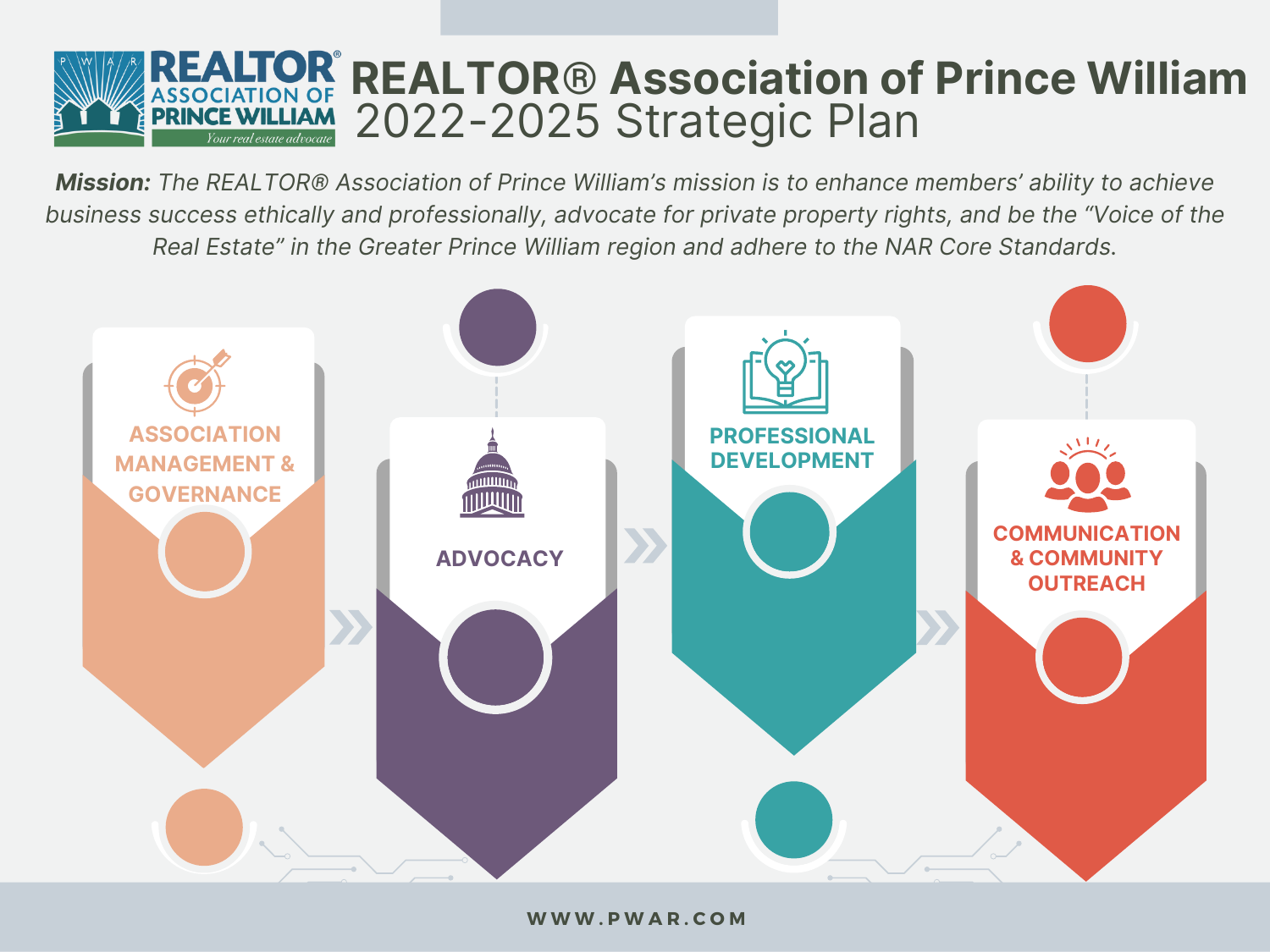# REALTOR® Association of Prince William
## 2022-2025 Strategic Plan

***Mission:** The REALTOR® Association of Prince William's mission is to enhance members' ability to achieve business success ethically and professionally, advocate for private property rights, and be the "Voice of the Real Estate" in the Greater Prince William region and adhere to the NAR Core Standards.*

### ASSOCIATION MANAGEMENT & GOVERNANCE

### ADVOCACY

### PROFESSIONAL DEVELOPMENT

### COMMUNICATION & COMMUNITY OUTREACH

WWW.PWAR.COM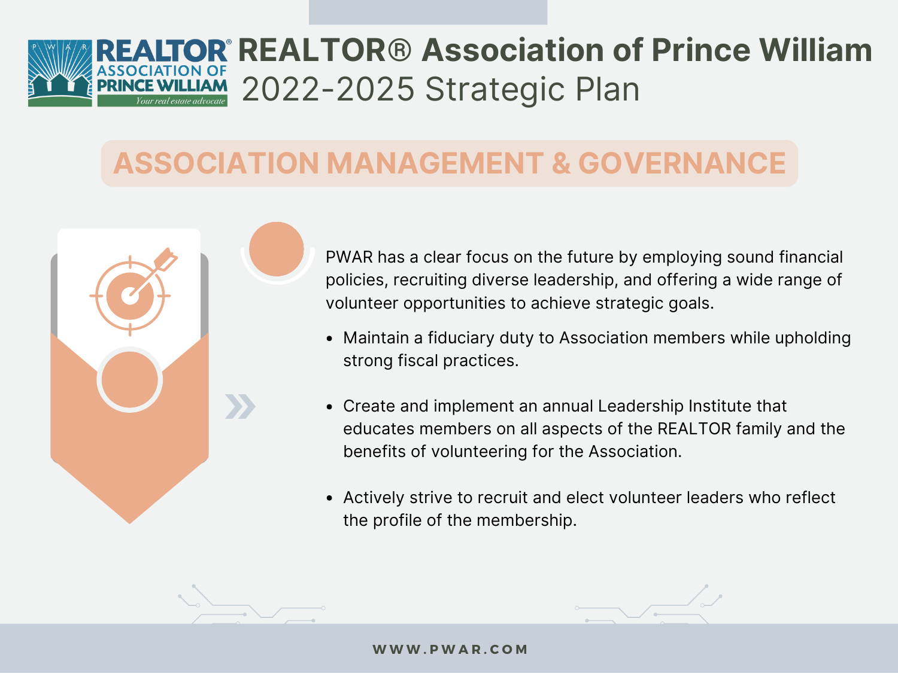# REALTOR® Association of Prince William

## 2022-2025 Strategic Plan

## ASSOCIATION MANAGEMENT & GOVERNANCE

PWAR has a clear focus on the future by employing sound financial policies, recruiting diverse leadership, and offering a wide range of volunteer opportunities to achieve strategic goals.

- Maintain a fiduciary duty to Association members while upholding strong fiscal practices.
- Create and implement an annual Leadership Institute that educates members on all aspects of the REALTOR family and the benefits of volunteering for the Association.
- Actively strive to recruit and elect volunteer leaders who reflect the profile of the membership.

WWW.PWAR.COM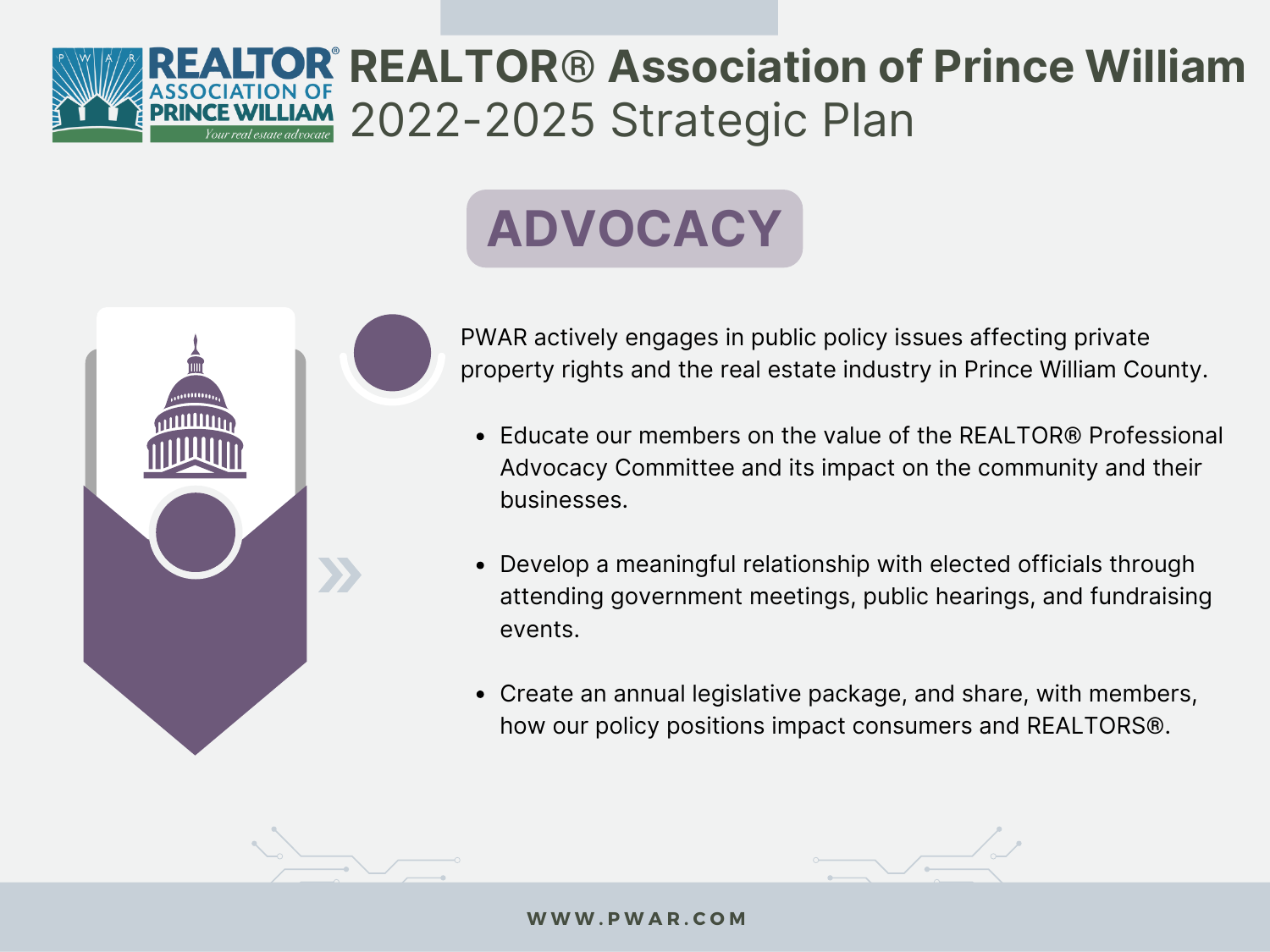# REALTOR® Association of Prince William

## 2022-2025 Strategic Plan

## ADVOCACY

PWAR actively engages in public policy issues affecting private property rights and the real estate industry in Prince William County.

- Educate our members on the value of the REALTOR® Professional Advocacy Committee and its impact on the community and their businesses.
- Develop a meaningful relationship with elected officials through attending government meetings, public hearings, and fundraising events.
- Create an annual legislative package, and share, with members, how our policy positions impact consumers and REALTORS®.

WWW.PWAR.COM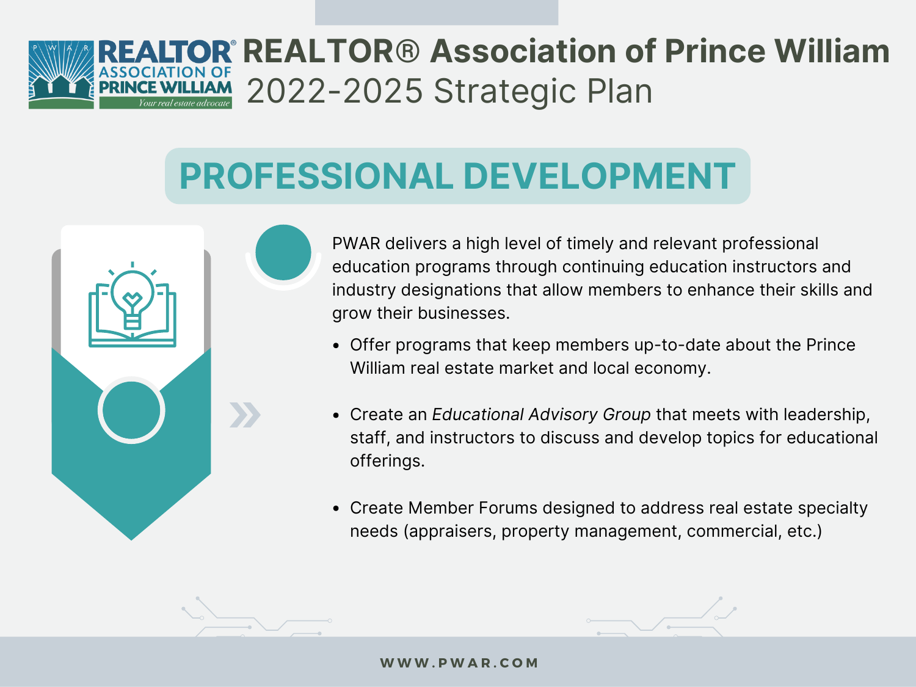# REALTOR® Association of Prince William 2022-2025 Strategic Plan

## PROFESSIONAL DEVELOPMENT

PWAR delivers a high level of timely and relevant professional education programs through continuing education instructors and industry designations that allow members to enhance their skills and grow their businesses.

- Offer programs that keep members up-to-date about the Prince William real estate market and local economy.
- Create an *Educational Advisory Group* that meets with leadership, staff, and instructors to discuss and develop topics for educational offerings.
- Create Member Forums designed to address real estate specialty needs (appraisers, property management, commercial, etc.)

WWW.PWAR.COM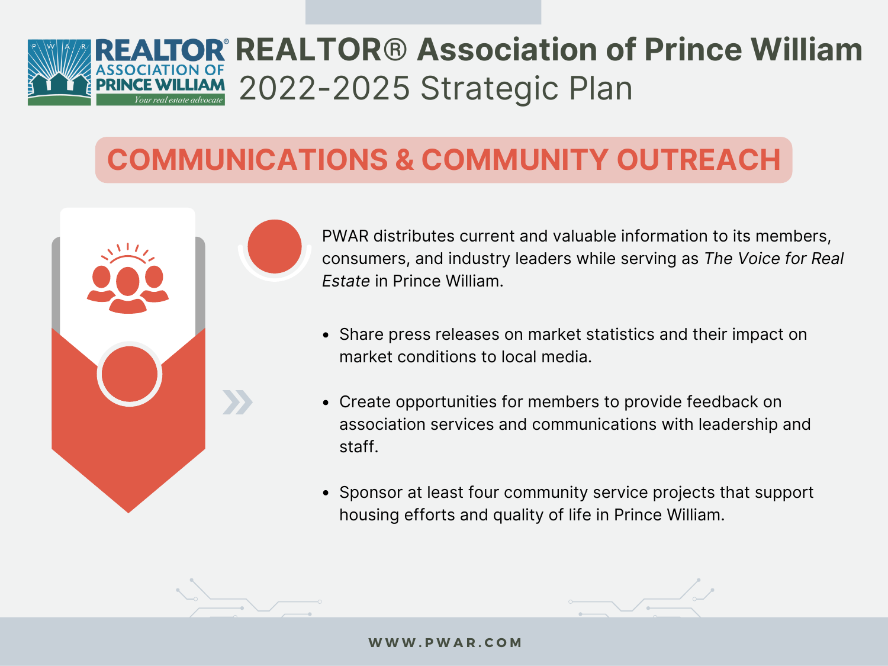# REALTOR® Association of Prince William

## 2022-2025 Strategic Plan

## COMMUNICATIONS & COMMUNITY OUTREACH

PWAR distributes current and valuable information to its members, consumers, and industry leaders while serving as *The Voice for Real Estate* in Prince William.

- Share press releases on market statistics and their impact on market conditions to local media.
- Create opportunities for members to provide feedback on association services and communications with leadership and staff.
- Sponsor at least four community service projects that support housing efforts and quality of life in Prince William.

WWW.PWAR.COM